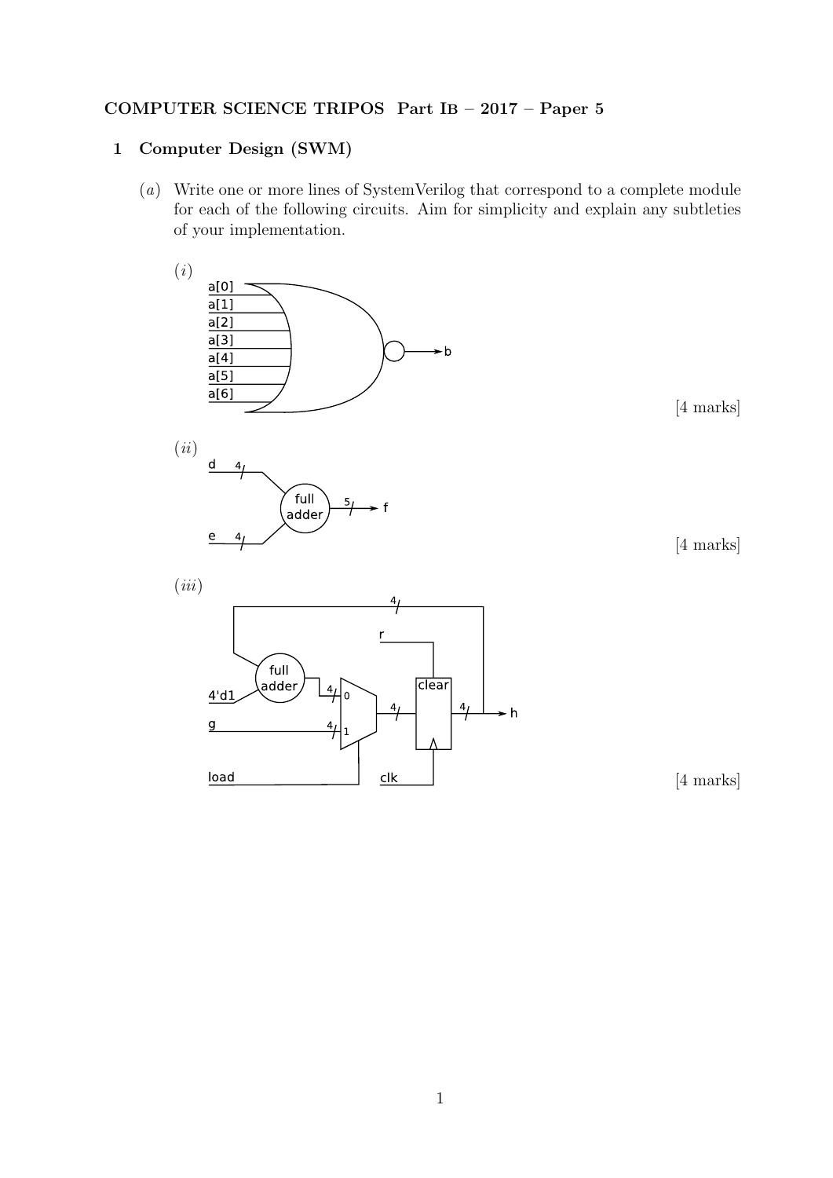**COMPUTER SCIENCE TRIPOS Part IB – 2017 – Paper 5**

## 1 Computer Design (SWM)

(*a*) Write one or more lines of SystemVerilog that correspond to a complete module for each of the following circuits. Aim for simplicity and explain any subtleties of your implementation.

(*i*)

a[0]
a[1]
a[2]
a[3]
a[4]
a[5]
a[6]

b

[4 marks]

(*ii*)

d 4

full adder 5 f

e 4

[4 marks]

(*iii*)

4

r

full adder

4'd1 4 0 clear

4 4 h

g 4 1

load clk

[4 marks]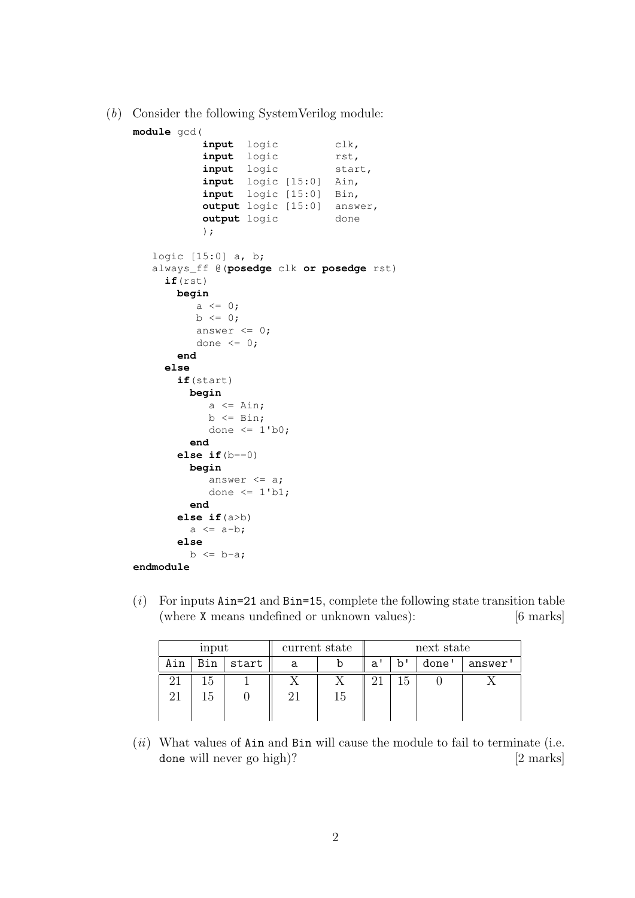(*b*) Consider the following SystemVerilog module:

```
module gcd(
           input  logic         clk,
           input  logic         rst,
           input  logic         start,
           input  logic [15:0]  Ain,
           input  logic [15:0]  Bin,
           output logic [15:0]  answer,
           output logic         done
           );

   logic [15:0] a, b;
   always_ff @(posedge clk or posedge rst)
     if(rst)
       begin
          a <= 0;
          b <= 0;
          answer <= 0;
          done <= 0;
       end
     else
       if(start)
         begin
            a <= Ain;
            b <= Bin;
            done <= 1'b0;
         end
       else if(b==0)
         begin
            answer <= a;
            done <= 1'b1;
         end
       else if(a>b)
         a <= a-b;
       else
         b <= b-a;
endmodule
```

(*i*) For inputs `Ain=21` and `Bin=15`, complete the following state transition table (where `X` means undefined or unknown values): [6 marks]

| input | | | current state | | next state | | | |
|---|---|---|---|---|---|---|---|---|
| Ain | Bin | start | a | b | a' | b' | done' | answer' |
| 21 | 15 | 1 | X | X | 21 | 15 | 0 | X |
| 21 | 15 | 0 | 21 | 15 | | | | |
| | | | | | | | | |

(*ii*) What values of `Ain` and `Bin` will cause the module to fail to terminate (i.e. `done` will never go high)? [2 marks]